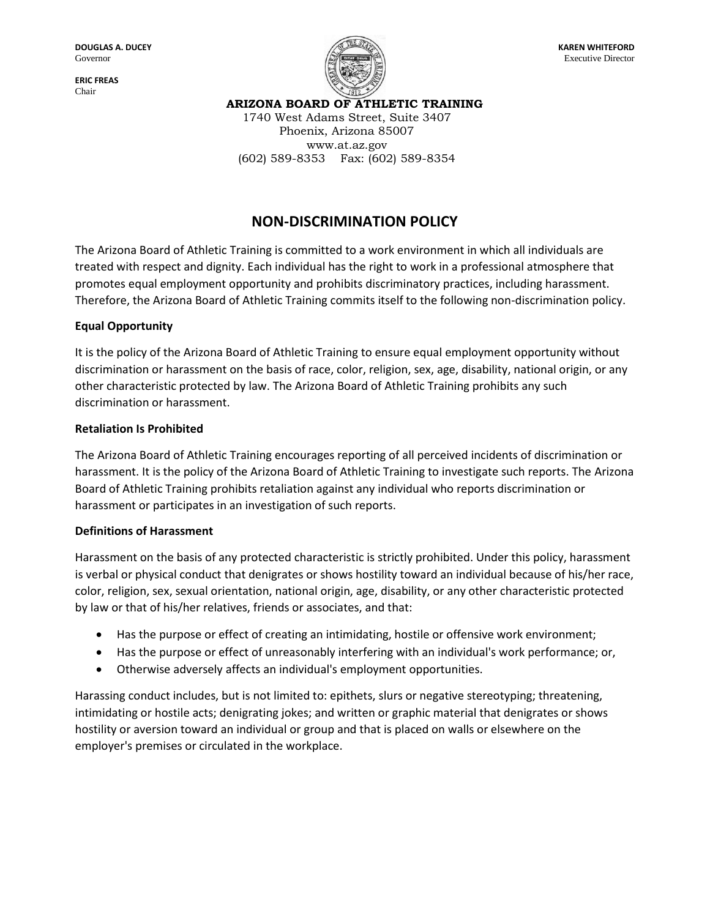**DOUGLAS A. DUCEY**
Governor

**ERIC FREAS**
Chair

**KAREN WHITEFORD**
Executive Director

**ARIZONA BOARD OF ATHLETIC TRAINING**
1740 West Adams Street, Suite 3407
Phoenix, Arizona 85007
www.at.az.gov
(602) 589-8353 Fax: (602) 589-8354

# NON-DISCRIMINATION POLICY

The Arizona Board of Athletic Training is committed to a work environment in which all individuals are treated with respect and dignity. Each individual has the right to work in a professional atmosphere that promotes equal employment opportunity and prohibits discriminatory practices, including harassment. Therefore, the Arizona Board of Athletic Training commits itself to the following non-discrimination policy.

**Equal Opportunity**

It is the policy of the Arizona Board of Athletic Training to ensure equal employment opportunity without discrimination or harassment on the basis of race, color, religion, sex, age, disability, national origin, or any other characteristic protected by law. The Arizona Board of Athletic Training prohibits any such discrimination or harassment.

**Retaliation Is Prohibited**

The Arizona Board of Athletic Training encourages reporting of all perceived incidents of discrimination or harassment. It is the policy of the Arizona Board of Athletic Training to investigate such reports. The Arizona Board of Athletic Training prohibits retaliation against any individual who reports discrimination or harassment or participates in an investigation of such reports.

**Definitions of Harassment**

Harassment on the basis of any protected characteristic is strictly prohibited. Under this policy, harassment is verbal or physical conduct that denigrates or shows hostility toward an individual because of his/her race, color, religion, sex, sexual orientation, national origin, age, disability, or any other characteristic protected by law or that of his/her relatives, friends or associates, and that:

- Has the purpose or effect of creating an intimidating, hostile or offensive work environment;
- Has the purpose or effect of unreasonably interfering with an individual's work performance; or,
- Otherwise adversely affects an individual's employment opportunities.

Harassing conduct includes, but is not limited to: epithets, slurs or negative stereotyping; threatening, intimidating or hostile acts; denigrating jokes; and written or graphic material that denigrates or shows hostility or aversion toward an individual or group and that is placed on walls or elsewhere on the employer's premises or circulated in the workplace.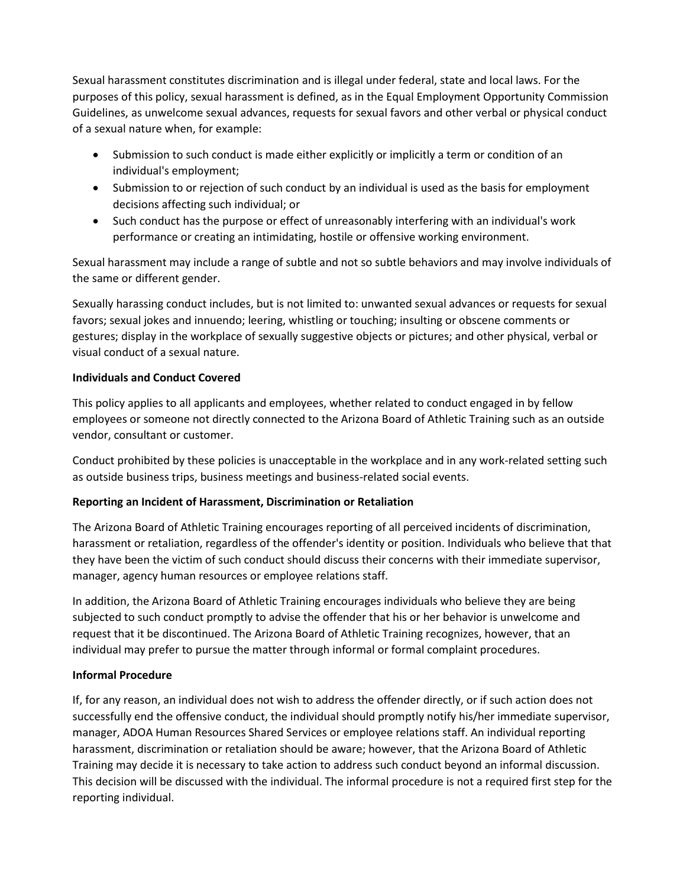Sexual harassment constitutes discrimination and is illegal under federal, state and local laws. For the purposes of this policy, sexual harassment is defined, as in the Equal Employment Opportunity Commission Guidelines, as unwelcome sexual advances, requests for sexual favors and other verbal or physical conduct of a sexual nature when, for example:

- Submission to such conduct is made either explicitly or implicitly a term or condition of an individual's employment;
- Submission to or rejection of such conduct by an individual is used as the basis for employment decisions affecting such individual; or
- Such conduct has the purpose or effect of unreasonably interfering with an individual's work performance or creating an intimidating, hostile or offensive working environment.

Sexual harassment may include a range of subtle and not so subtle behaviors and may involve individuals of the same or different gender.

Sexually harassing conduct includes, but is not limited to: unwanted sexual advances or requests for sexual favors; sexual jokes and innuendo; leering, whistling or touching; insulting or obscene comments or gestures; display in the workplace of sexually suggestive objects or pictures; and other physical, verbal or visual conduct of a sexual nature.

**Individuals and Conduct Covered**

This policy applies to all applicants and employees, whether related to conduct engaged in by fellow employees or someone not directly connected to the Arizona Board of Athletic Training such as an outside vendor, consultant or customer.

Conduct prohibited by these policies is unacceptable in the workplace and in any work-related setting such as outside business trips, business meetings and business-related social events.

**Reporting an Incident of Harassment, Discrimination or Retaliation**

The Arizona Board of Athletic Training encourages reporting of all perceived incidents of discrimination, harassment or retaliation, regardless of the offender's identity or position. Individuals who believe that that they have been the victim of such conduct should discuss their concerns with their immediate supervisor, manager, agency human resources or employee relations staff.

In addition, the Arizona Board of Athletic Training encourages individuals who believe they are being subjected to such conduct promptly to advise the offender that his or her behavior is unwelcome and request that it be discontinued. The Arizona Board of Athletic Training recognizes, however, that an individual may prefer to pursue the matter through informal or formal complaint procedures.

**Informal Procedure**

If, for any reason, an individual does not wish to address the offender directly, or if such action does not successfully end the offensive conduct, the individual should promptly notify his/her immediate supervisor, manager, ADOA Human Resources Shared Services or employee relations staff. An individual reporting harassment, discrimination or retaliation should be aware; however, that the Arizona Board of Athletic Training may decide it is necessary to take action to address such conduct beyond an informal discussion. This decision will be discussed with the individual. The informal procedure is not a required first step for the reporting individual.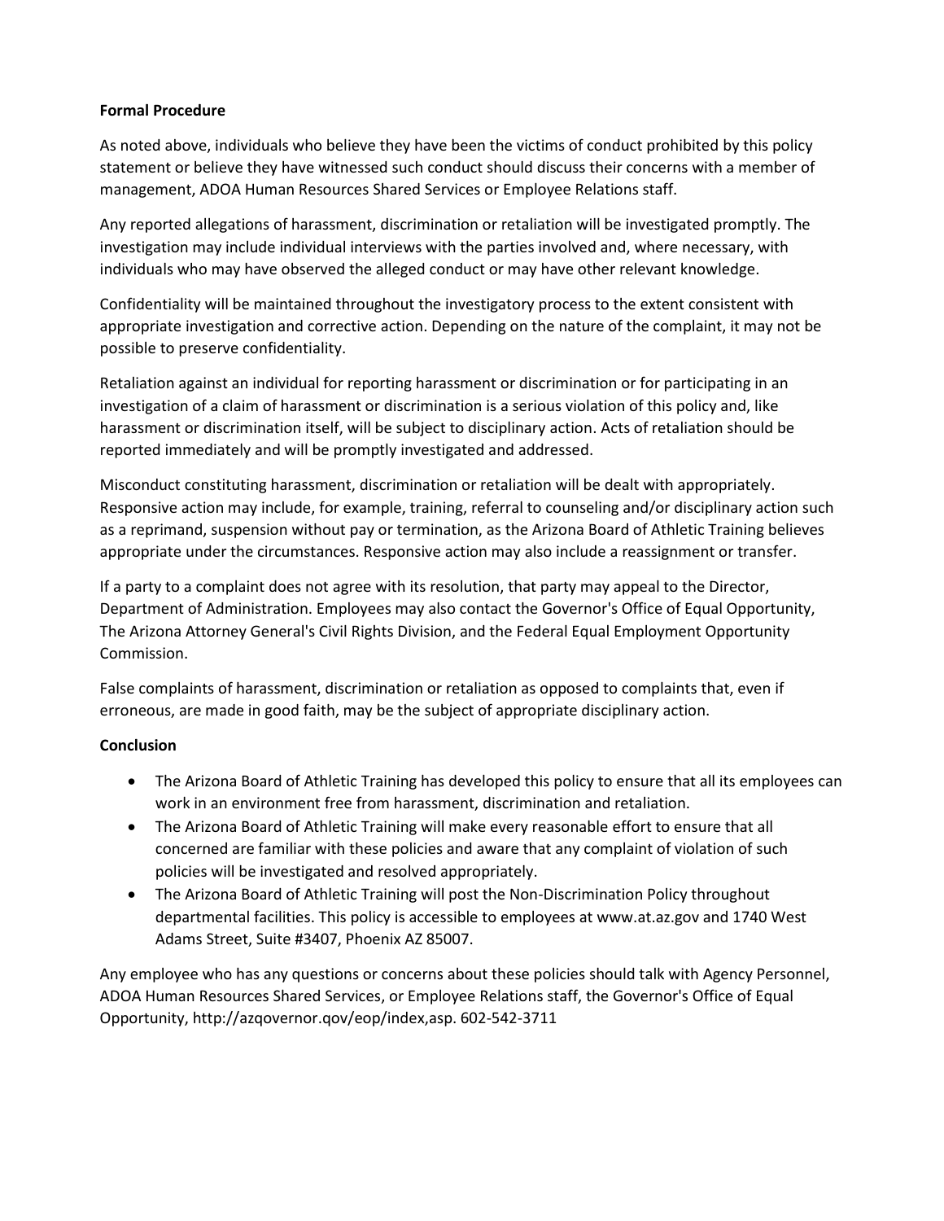**Formal Procedure**

As noted above, individuals who believe they have been the victims of conduct prohibited by this policy statement or believe they have witnessed such conduct should discuss their concerns with a member of management, ADOA Human Resources Shared Services or Employee Relations staff.

Any reported allegations of harassment, discrimination or retaliation will be investigated promptly. The investigation may include individual interviews with the parties involved and, where necessary, with individuals who may have observed the alleged conduct or may have other relevant knowledge.

Confidentiality will be maintained throughout the investigatory process to the extent consistent with appropriate investigation and corrective action. Depending on the nature of the complaint, it may not be possible to preserve confidentiality.

Retaliation against an individual for reporting harassment or discrimination or for participating in an investigation of a claim of harassment or discrimination is a serious violation of this policy and, like harassment or discrimination itself, will be subject to disciplinary action. Acts of retaliation should be reported immediately and will be promptly investigated and addressed.

Misconduct constituting harassment, discrimination or retaliation will be dealt with appropriately. Responsive action may include, for example, training, referral to counseling and/or disciplinary action such as a reprimand, suspension without pay or termination, as the Arizona Board of Athletic Training believes appropriate under the circumstances. Responsive action may also include a reassignment or transfer.

If a party to a complaint does not agree with its resolution, that party may appeal to the Director, Department of Administration. Employees may also contact the Governor's Office of Equal Opportunity, The Arizona Attorney General's Civil Rights Division, and the Federal Equal Employment Opportunity Commission.

False complaints of harassment, discrimination or retaliation as opposed to complaints that, even if erroneous, are made in good faith, may be the subject of appropriate disciplinary action.

**Conclusion**

- The Arizona Board of Athletic Training has developed this policy to ensure that all its employees can work in an environment free from harassment, discrimination and retaliation.
- The Arizona Board of Athletic Training will make every reasonable effort to ensure that all concerned are familiar with these policies and aware that any complaint of violation of such policies will be investigated and resolved appropriately.
- The Arizona Board of Athletic Training will post the Non-Discrimination Policy throughout departmental facilities. This policy is accessible to employees at www.at.az.gov and 1740 West Adams Street, Suite #3407, Phoenix AZ 85007.

Any employee who has any questions or concerns about these policies should talk with Agency Personnel, ADOA Human Resources Shared Services, or Employee Relations staff, the Governor's Office of Equal Opportunity, http://azqovernor.qov/eop/index,asp. 602-542-3711